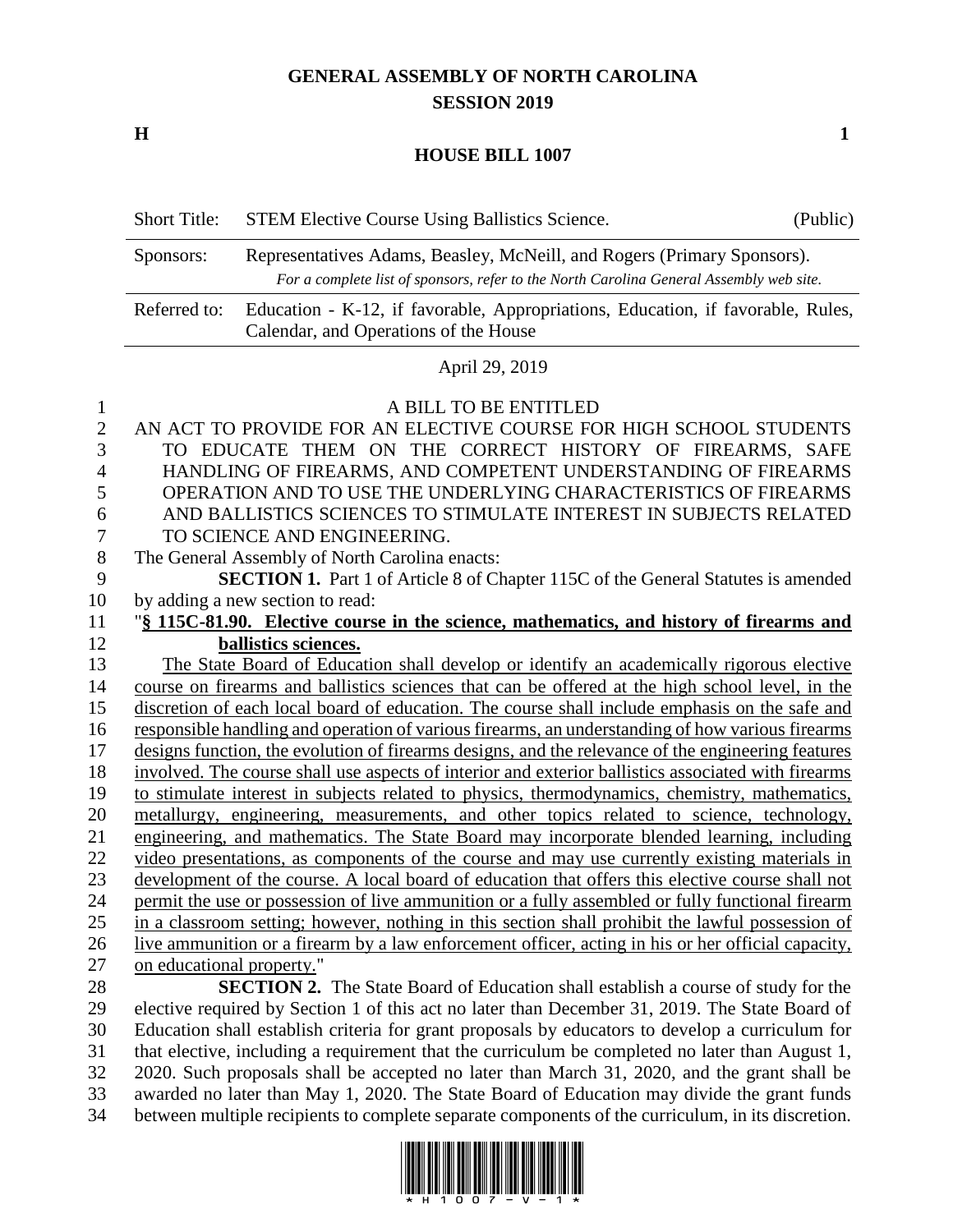# GENERAL ASSEMBLY OF NORTH CAROLINA
## SESSION 2019

**H** **1**

## HOUSE BILL 1007

| Short Title: | STEM Elective Course Using Ballistics Science. | (Public) |
|---|---|---|
| Sponsors: | Representatives Adams, Beasley, McNeill, and Rogers (Primary Sponsors). *For a complete list of sponsors, refer to the North Carolina General Assembly web site.* | |
| Referred to: | Education - K-12, if favorable, Appropriations, Education, if favorable, Rules, Calendar, and Operations of the House | |

April 29, 2019

A BILL TO BE ENTITLED

AN ACT TO PROVIDE FOR AN ELECTIVE COURSE FOR HIGH SCHOOL STUDENTS TO EDUCATE THEM ON THE CORRECT HISTORY OF FIREARMS, SAFE HANDLING OF FIREARMS, AND COMPETENT UNDERSTANDING OF FIREARMS OPERATION AND TO USE THE UNDERLYING CHARACTERISTICS OF FIREARMS AND BALLISTICS SCIENCES TO STIMULATE INTEREST IN SUBJECTS RELATED TO SCIENCE AND ENGINEERING.

The General Assembly of North Carolina enacts:

**SECTION 1.** Part 1 of Article 8 of Chapter 115C of the General Statutes is amended by adding a new section to read:

"**§ 115C-81.90. Elective course in the science, mathematics, and history of firearms and ballistics sciences.**

The State Board of Education shall develop or identify an academically rigorous elective course on firearms and ballistics sciences that can be offered at the high school level, in the discretion of each local board of education. The course shall include emphasis on the safe and responsible handling and operation of various firearms, an understanding of how various firearms designs function, the evolution of firearms designs, and the relevance of the engineering features involved. The course shall use aspects of interior and exterior ballistics associated with firearms to stimulate interest in subjects related to physics, thermodynamics, chemistry, mathematics, metallurgy, engineering, measurements, and other topics related to science, technology, engineering, and mathematics. The State Board may incorporate blended learning, including video presentations, as components of the course and may use currently existing materials in development of the course. A local board of education that offers this elective course shall not permit the use or possession of live ammunition or a fully assembled or fully functional firearm in a classroom setting; however, nothing in this section shall prohibit the lawful possession of live ammunition or a firearm by a law enforcement officer, acting in his or her official capacity, on educational property."

**SECTION 2.** The State Board of Education shall establish a course of study for the elective required by Section 1 of this act no later than December 31, 2019. The State Board of Education shall establish criteria for grant proposals by educators to develop a curriculum for that elective, including a requirement that the curriculum be completed no later than August 1, 2020. Such proposals shall be accepted no later than March 31, 2020, and the grant shall be awarded no later than May 1, 2020. The State Board of Education may divide the grant funds between multiple recipients to complete separate components of the curriculum, in its discretion.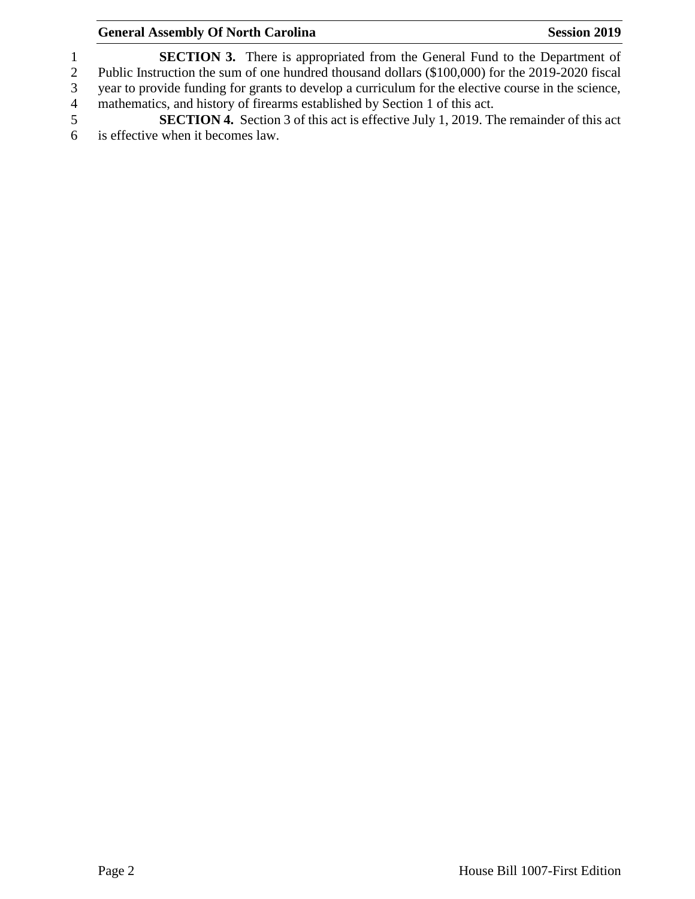**SECTION 3.** There is appropriated from the General Fund to the Department of Public Instruction the sum of one hundred thousand dollars ($100,000) for the 2019-2020 fiscal year to provide funding for grants to develop a curriculum for the elective course in the science, mathematics, and history of firearms established by Section 1 of this act.

**SECTION 4.** Section 3 of this act is effective July 1, 2019. The remainder of this act is effective when it becomes law.